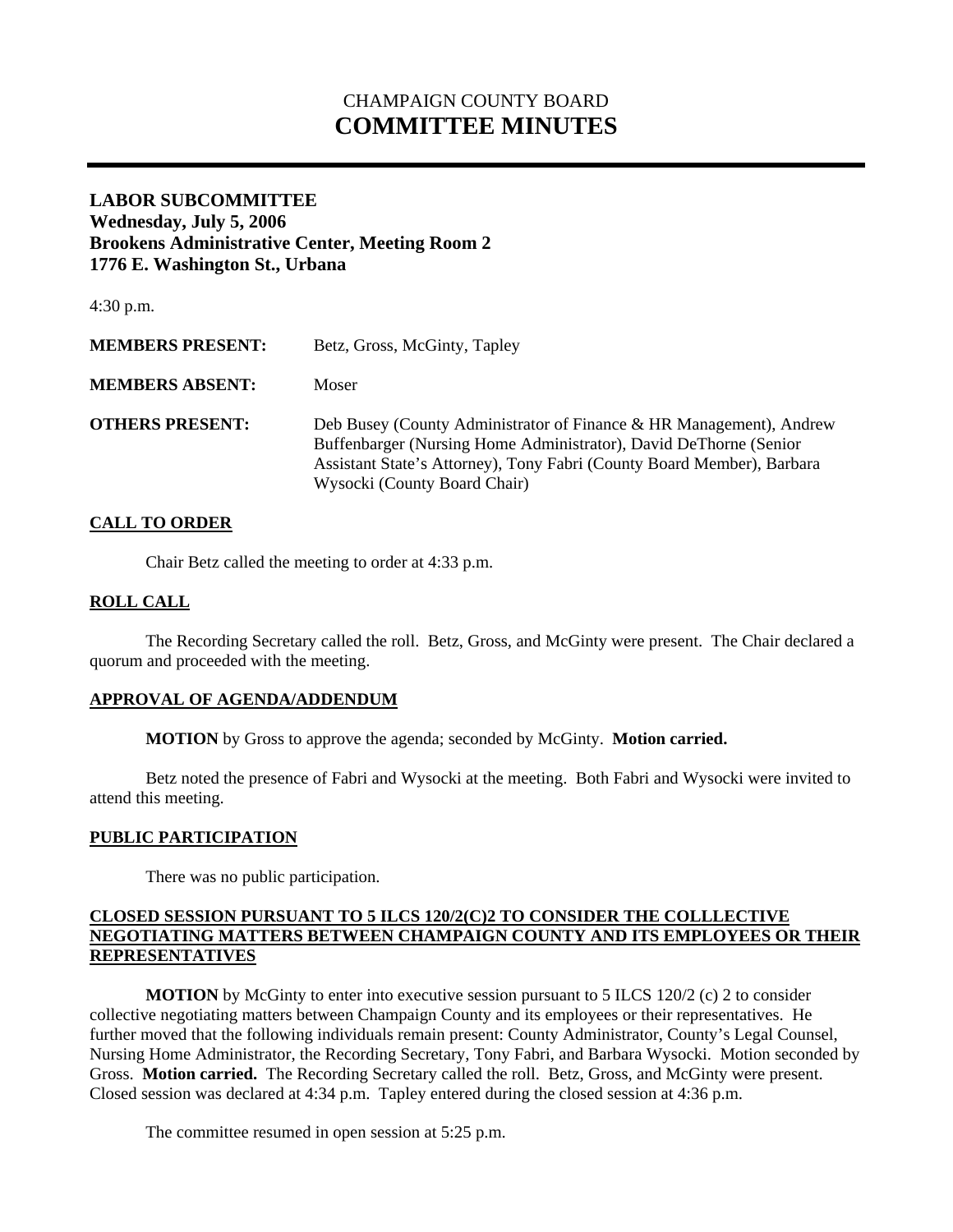# CHAMPAIGN COUNTY BOARD
# COMMITTEE MINUTES

**LABOR SUBCOMMITTEE**
**Wednesday, July 5, 2006**
**Brookens Administrative Center, Meeting Room 2**
**1776 E. Washington St., Urbana**

4:30 p.m.

**MEMBERS PRESENT:** Betz, Gross, McGinty, Tapley

**MEMBERS ABSENT:** Moser

**OTHERS PRESENT:** Deb Busey (County Administrator of Finance & HR Management), Andrew Buffenbarger (Nursing Home Administrator), David DeThorne (Senior Assistant State's Attorney), Tony Fabri (County Board Member), Barbara Wysocki (County Board Chair)

## CALL TO ORDER

Chair Betz called the meeting to order at 4:33 p.m.

## ROLL CALL

The Recording Secretary called the roll. Betz, Gross, and McGinty were present. The Chair declared a quorum and proceeded with the meeting.

## APPROVAL OF AGENDA/ADDENDUM

**MOTION** by Gross to approve the agenda; seconded by McGinty. **Motion carried.**

Betz noted the presence of Fabri and Wysocki at the meeting. Both Fabri and Wysocki were invited to attend this meeting.

## PUBLIC PARTICIPATION

There was no public participation.

## CLOSED SESSION PURSUANT TO 5 ILCS 120/2(C)2 TO CONSIDER THE COLLLECTIVE NEGOTIATING MATTERS BETWEEN CHAMPAIGN COUNTY AND ITS EMPLOYEES OR THEIR REPRESENTATIVES

**MOTION** by McGinty to enter into executive session pursuant to 5 ILCS 120/2 (c) 2 to consider collective negotiating matters between Champaign County and its employees or their representatives. He further moved that the following individuals remain present: County Administrator, County's Legal Counsel, Nursing Home Administrator, the Recording Secretary, Tony Fabri, and Barbara Wysocki. Motion seconded by Gross. **Motion carried.** The Recording Secretary called the roll. Betz, Gross, and McGinty were present. Closed session was declared at 4:34 p.m. Tapley entered during the closed session at 4:36 p.m.

The committee resumed in open session at 5:25 p.m.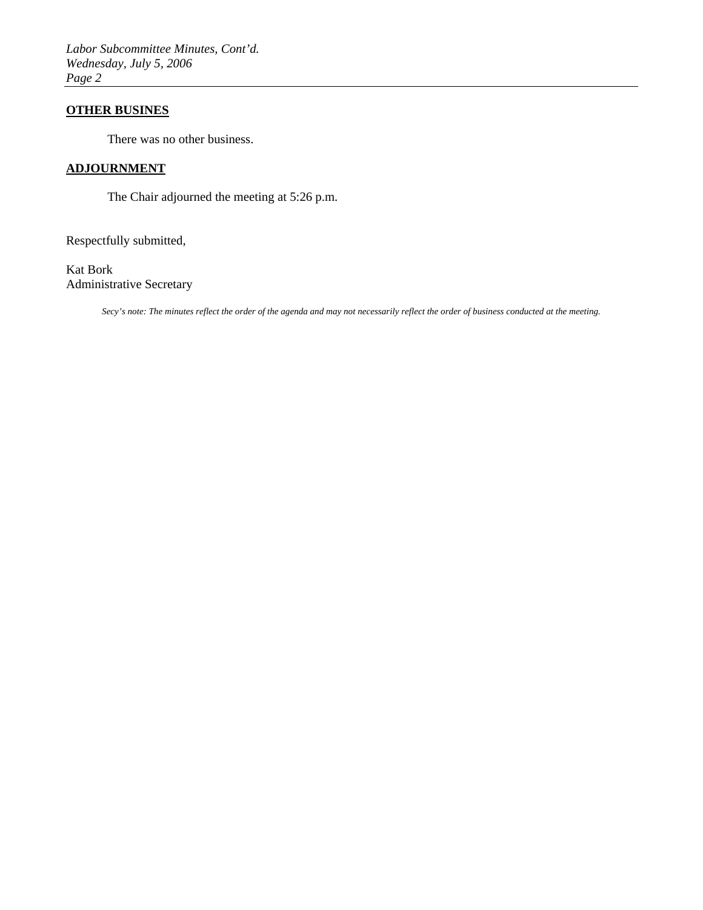**OTHER BUSINES**

There was no other business.

**ADJOURNMENT**

The Chair adjourned the meeting at 5:26 p.m.

Respectfully submitted,

Kat Bork
Administrative Secretary

*Secy's note: The minutes reflect the order of the agenda and may not necessarily reflect the order of business conducted at the meeting.*